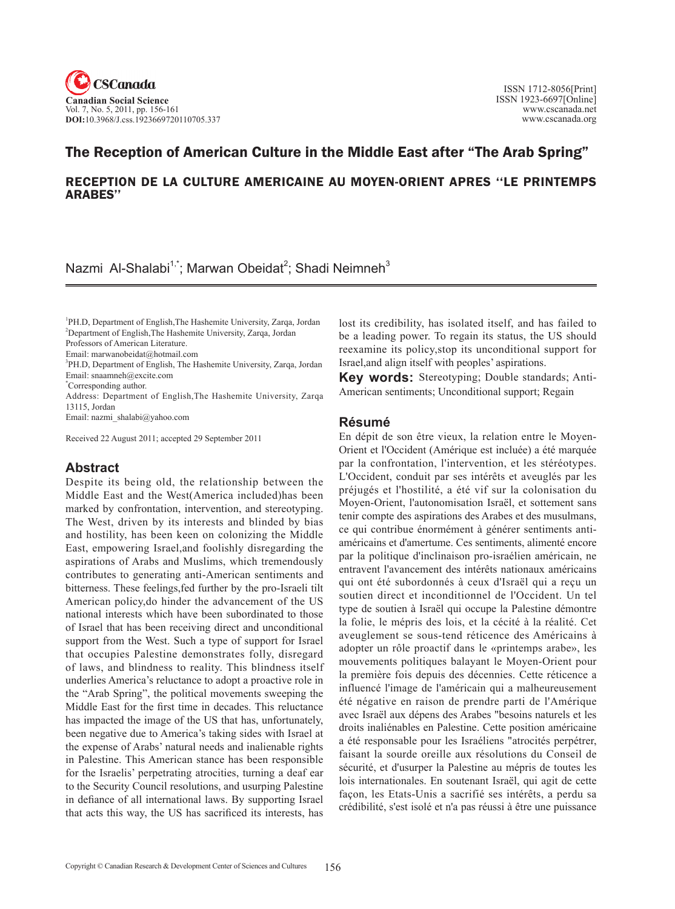# The Reception of American Culture in the Middle East after "The Arab Spring"

## RECEPTION DE LA CULTURE AMERICAINE AU MOYEN-ORIENT APRES ''LE PRINTEMPS ARABES''

Nazmi Al-Shalabi[1,*]; Marwan Obeidat[2]; Shadi Neimneh[3]

[1]PH.D, Department of English,The Hashemite University, Zarqa, Jordan
[2]Department of English,The Hashemite University, Zarqa, Jordan
Professors of American Literature.
Email: marwanobeidat@hotmail.com
[3]PH.D, Department of English, The Hashemite University, Zarqa, Jordan
Email: snaamneh@excite.com
[*]Corresponding author.
Address: Department of English,The Hashemite University, Zarqa 13115, Jordan
Email: nazmi_shalabi@yahoo.com

Received 22 August 2011; accepted 29 September 2011

## Abstract

Despite its being old, the relationship between the Middle East and the West(America included)has been marked by confrontation, intervention, and stereotyping. The West, driven by its interests and blinded by bias and hostility, has been keen on colonizing the Middle East, empowering Israel,and foolishly disregarding the aspirations of Arabs and Muslims, which tremendously contributes to generating anti-American sentiments and bitterness. These feelings,fed further by the pro-Israeli tilt American policy,do hinder the advancement of the US national interests which have been subordinated to those of Israel that has been receiving direct and unconditional support from the West. Such a type of support for Israel that occupies Palestine demonstrates folly, disregard of laws, and blindness to reality. This blindness itself underlies America's reluctance to adopt a proactive role in the "Arab Spring", the political movements sweeping the Middle East for the first time in decades. This reluctance has impacted the image of the US that has, unfortunately, been negative due to America's taking sides with Israel at the expense of Arabs' natural needs and inalienable rights in Palestine. This American stance has been responsible for the Israelis' perpetrating atrocities, turning a deaf ear to the Security Council resolutions, and usurping Palestine in defiance of all international laws. By supporting Israel that acts this way, the US has sacrificed its interests, has lost its credibility, has isolated itself, and has failed to be a leading power. To regain its status, the US should reexamine its policy,stop its unconditional support for Israel,and align itself with peoples' aspirations.

**Key words:** Stereotyping; Double standards; Anti-American sentiments; Unconditional support; Regain

## Résumé

En dépit de son être vieux, la relation entre le Moyen-Orient et l'Occident (Amérique est incluée) a été marquée par la confrontation, l'intervention, et les stéréotypes. L'Occident, conduit par ses intérêts et aveuglés par les préjugés et l'hostilité, a été vif sur la colonisation du Moyen-Orient, l'autonomisation Israël, et sottement sans tenir compte des aspirations des Arabes et des musulmans, ce qui contribue énormément à générer sentiments anti-américains et d'amertume. Ces sentiments, alimenté encore par la politique d'inclinaison pro-israélien américain, ne entravent l'avancement des intérêts nationaux américains qui ont été subordonnés à ceux d'Israël qui a reçu un soutien direct et inconditionnel de l'Occident. Un tel type de soutien à Israël qui occupe la Palestine démontre la folie, le mépris des lois, et la cécité à la réalité. Cet aveuglement se sous-tend réticence des Américains à adopter un rôle proactif dans le «printemps arabe», les mouvements politiques balayant le Moyen-Orient pour la première fois depuis des décennies. Cette réticence a influencé l'image de l'américain qui a malheureusement été négative en raison de prendre parti de l'Amérique avec Israël aux dépens des Arabes "besoins naturels et les droits inaliénables en Palestine. Cette position américaine a été responsable pour les Israéliens "atrocités perpétrer, faisant la sourde oreille aux résolutions du Conseil de sécurité, et d'usurper la Palestine au mépris de toutes les lois internationales. En soutenant Israël, qui agit de cette façon, les Etats-Unis a sacrifié ses intérêts, a perdu sa crédibilité, s'est isolé et n'a pas réussi à être une puissance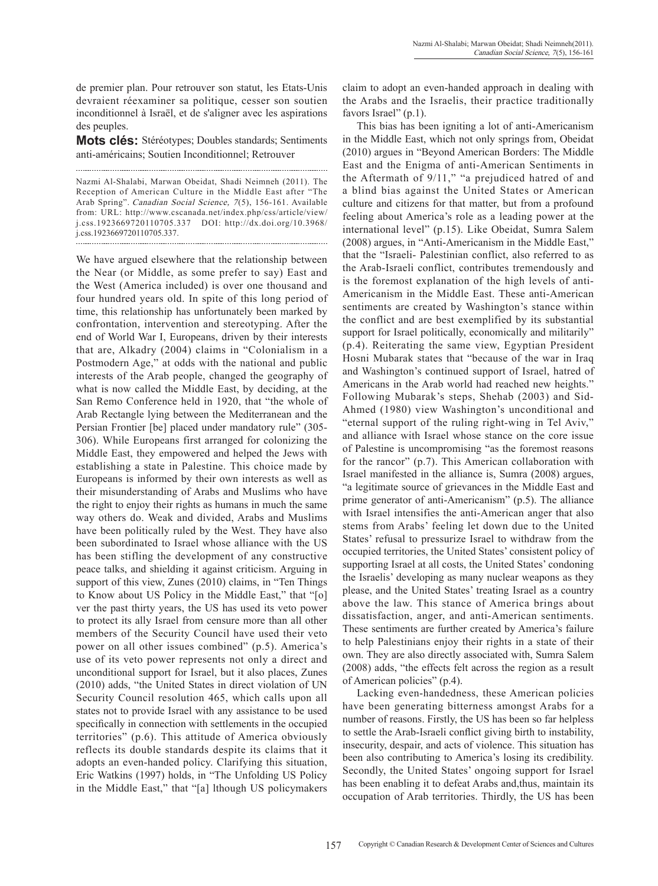de premier plan. Pour retrouver son statut, les Etats-Unis devraient réexaminer sa politique, cesser son soutien inconditionnel à Israël, et de s'aligner avec les aspirations des peuples.

**Mots clés:** Stéréotypes; Doubles standards; Sentiments anti-américains; Soutien Inconditionnel; Retrouver

Nazmi Al-Shalabi, Marwan Obeidat, Shadi Neimneh (2011). The Reception of American Culture in the Middle East after "The Arab Spring". *Canadian Social Science, 7*(5), 156-161. Available from: URL: http://www.cscanada.net/index.php/css/article/view/j.css.1923669720110705.337 DOI: http://dx.doi.org/10.3968/j.css.1923669720110705.337.

We have argued elsewhere that the relationship between the Near (or Middle, as some prefer to say) East and the West (America included) is over one thousand and four hundred years old. In spite of this long period of time, this relationship has unfortunately been marked by confrontation, intervention and stereotyping. After the end of World War I, Europeans, driven by their interests that are, Alkadry (2004) claims in "Colonialism in a Postmodern Age," at odds with the national and public interests of the Arab people, changed the geography of what is now called the Middle East, by deciding, at the San Remo Conference held in 1920, that "the whole of Arab Rectangle lying between the Mediterranean and the Persian Frontier [be] placed under mandatory rule" (305-306). While Europeans first arranged for colonizing the Middle East, they empowered and helped the Jews with establishing a state in Palestine. This choice made by Europeans is informed by their own interests as well as their misunderstanding of Arabs and Muslims who have the right to enjoy their rights as humans in much the same way others do. Weak and divided, Arabs and Muslims have been politically ruled by the West. They have also been subordinated to Israel whose alliance with the US has been stifling the development of any constructive peace talks, and shielding it against criticism. Arguing in support of this view, Zunes (2010) claims, in "Ten Things to Know about US Policy in the Middle East," that "[o]ver the past thirty years, the US has used its veto power to protect its ally Israel from censure more than all other members of the Security Council have used their veto power on all other issues combined" (p.5). America's use of its veto power represents not only a direct and unconditional support for Israel, but it also places, Zunes (2010) adds, "the United States in direct violation of UN Security Council resolution 465, which calls upon all states not to provide Israel with any assistance to be used specifically in connection with settlements in the occupied territories" (p.6). This attitude of America obviously reflects its double standards despite its claims that it adopts an even-handed policy. Clarifying this situation, Eric Watkins (1997) holds, in "The Unfolding US Policy in the Middle East," that "[a] lthough US policymakers claim to adopt an even-handed approach in dealing with the Arabs and the Israelis, their practice traditionally favors Israel" (p.1).

This bias has been igniting a lot of anti-Americanism in the Middle East, which not only springs from, Obeidat (2010) argues in "Beyond American Borders: The Middle East and the Enigma of anti-American Sentiments in the Aftermath of 9/11," "a prejudiced hatred of and a blind bias against the United States or American culture and citizens for that matter, but from a profound feeling about America's role as a leading power at the international level" (p.15). Like Obeidat, Sumra Salem (2008) argues, in "Anti-Americanism in the Middle East," that the "Israeli- Palestinian conflict, also referred to as the Arab-Israeli conflict, contributes tremendously and is the foremost explanation of the high levels of anti-Americanism in the Middle East. These anti-American sentiments are created by Washington's stance within the conflict and are best exemplified by its substantial support for Israel politically, economically and militarily" (p.4). Reiterating the same view, Egyptian President Hosni Mubarak states that "because of the war in Iraq and Washington's continued support of Israel, hatred of Americans in the Arab world had reached new heights." Following Mubarak's steps, Shehab (2003) and Sid-Ahmed (1980) view Washington's unconditional and "eternal support of the ruling right-wing in Tel Aviv," and alliance with Israel whose stance on the core issue of Palestine is uncompromising "as the foremost reasons for the rancor" (p.7). This American collaboration with Israel manifested in the alliance is, Sumra (2008) argues, "a legitimate source of grievances in the Middle East and prime generator of anti-Americanism" (p.5). The alliance with Israel intensifies the anti-American anger that also stems from Arabs' feeling let down due to the United States' refusal to pressurize Israel to withdraw from the occupied territories, the United States' consistent policy of supporting Israel at all costs, the United States' condoning the Israelis' developing as many nuclear weapons as they please, and the United States' treating Israel as a country above the law. This stance of America brings about dissatisfaction, anger, and anti-American sentiments. These sentiments are further created by America's failure to help Palestinians enjoy their rights in a state of their own. They are also directly associated with, Sumra Salem (2008) adds, "the effects felt across the region as a result of American policies" (p.4).

Lacking even-handedness, these American policies have been generating bitterness amongst Arabs for a number of reasons. Firstly, the US has been so far helpless to settle the Arab-Israeli conflict giving birth to instability, insecurity, despair, and acts of violence. This situation has been also contributing to America's losing its credibility. Secondly, the United States' ongoing support for Israel has been enabling it to defeat Arabs and,thus, maintain its occupation of Arab territories. Thirdly, the US has been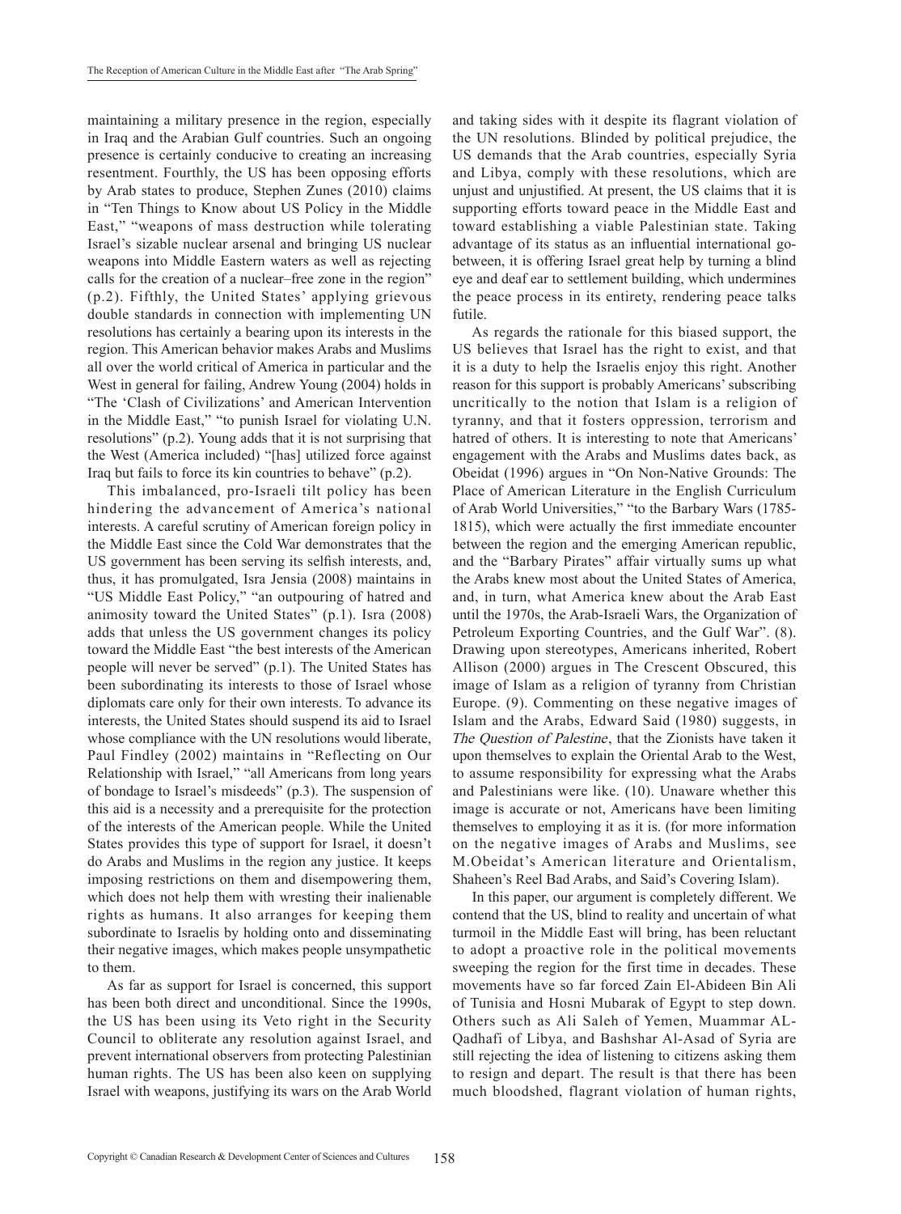maintaining a military presence in the region, especially in Iraq and the Arabian Gulf countries. Such an ongoing presence is certainly conducive to creating an increasing resentment. Fourthly, the US has been opposing efforts by Arab states to produce, Stephen Zunes (2010) claims in "Ten Things to Know about US Policy in the Middle East," "weapons of mass destruction while tolerating Israel's sizable nuclear arsenal and bringing US nuclear weapons into Middle Eastern waters as well as rejecting calls for the creation of a nuclear–free zone in the region" (p.2). Fifthly, the United States' applying grievous double standards in connection with implementing UN resolutions has certainly a bearing upon its interests in the region. This American behavior makes Arabs and Muslims all over the world critical of America in particular and the West in general for failing, Andrew Young (2004) holds in "The 'Clash of Civilizations' and American Intervention in the Middle East," "to punish Israel for violating U.N. resolutions" (p.2). Young adds that it is not surprising that the West (America included) "[has] utilized force against Iraq but fails to force its kin countries to behave" (p.2).

This imbalanced, pro-Israeli tilt policy has been hindering the advancement of America's national interests. A careful scrutiny of American foreign policy in the Middle East since the Cold War demonstrates that the US government has been serving its selfish interests, and, thus, it has promulgated, Isra Jensia (2008) maintains in "US Middle East Policy," "an outpouring of hatred and animosity toward the United States" (p.1). Isra (2008) adds that unless the US government changes its policy toward the Middle East "the best interests of the American people will never be served" (p.1). The United States has been subordinating its interests to those of Israel whose diplomats care only for their own interests. To advance its interests, the United States should suspend its aid to Israel whose compliance with the UN resolutions would liberate, Paul Findley (2002) maintains in "Reflecting on Our Relationship with Israel," "all Americans from long years of bondage to Israel's misdeeds" (p.3). The suspension of this aid is a necessity and a prerequisite for the protection of the interests of the American people. While the United States provides this type of support for Israel, it doesn't do Arabs and Muslims in the region any justice. It keeps imposing restrictions on them and disempowering them, which does not help them with wresting their inalienable rights as humans. It also arranges for keeping them subordinate to Israelis by holding onto and disseminating their negative images, which makes people unsympathetic to them.

As far as support for Israel is concerned, this support has been both direct and unconditional. Since the 1990s, the US has been using its Veto right in the Security Council to obliterate any resolution against Israel, and prevent international observers from protecting Palestinian human rights. The US has been also keen on supplying Israel with weapons, justifying its wars on the Arab World and taking sides with it despite its flagrant violation of the UN resolutions. Blinded by political prejudice, the US demands that the Arab countries, especially Syria and Libya, comply with these resolutions, which are unjust and unjustified. At present, the US claims that it is supporting efforts toward peace in the Middle East and toward establishing a viable Palestinian state. Taking advantage of its status as an influential international go-between, it is offering Israel great help by turning a blind eye and deaf ear to settlement building, which undermines the peace process in its entirety, rendering peace talks futile.

As regards the rationale for this biased support, the US believes that Israel has the right to exist, and that it is a duty to help the Israelis enjoy this right. Another reason for this support is probably Americans' subscribing uncritically to the notion that Islam is a religion of tyranny, and that it fosters oppression, terrorism and hatred of others. It is interesting to note that Americans' engagement with the Arabs and Muslims dates back, as Obeidat (1996) argues in "On Non-Native Grounds: The Place of American Literature in the English Curriculum of Arab World Universities," "to the Barbary Wars (1785-1815), which were actually the first immediate encounter between the region and the emerging American republic, and the "Barbary Pirates" affair virtually sums up what the Arabs knew most about the United States of America, and, in turn, what America knew about the Arab East until the 1970s, the Arab-Israeli Wars, the Organization of Petroleum Exporting Countries, and the Gulf War". (8). Drawing upon stereotypes, Americans inherited, Robert Allison (2000) argues in The Crescent Obscured, this image of Islam as a religion of tyranny from Christian Europe. (9). Commenting on these negative images of Islam and the Arabs, Edward Said (1980) suggests, in *The Question of Palestine*, that the Zionists have taken it upon themselves to explain the Oriental Arab to the West, to assume responsibility for expressing what the Arabs and Palestinians were like. (10). Unaware whether this image is accurate or not, Americans have been limiting themselves to employing it as it is. (for more information on the negative images of Arabs and Muslims, see M.Obeidat's American literature and Orientalism, Shaheen's Reel Bad Arabs, and Said's Covering Islam).

In this paper, our argument is completely different. We contend that the US, blind to reality and uncertain of what turmoil in the Middle East will bring, has been reluctant to adopt a proactive role in the political movements sweeping the region for the first time in decades. These movements have so far forced Zain El-Abideen Bin Ali of Tunisia and Hosni Mubarak of Egypt to step down. Others such as Ali Saleh of Yemen, Muammar AL-Qadhafi of Libya, and Bashshar Al-Asad of Syria are still rejecting the idea of listening to citizens asking them to resign and depart. The result is that there has been much bloodshed, flagrant violation of human rights,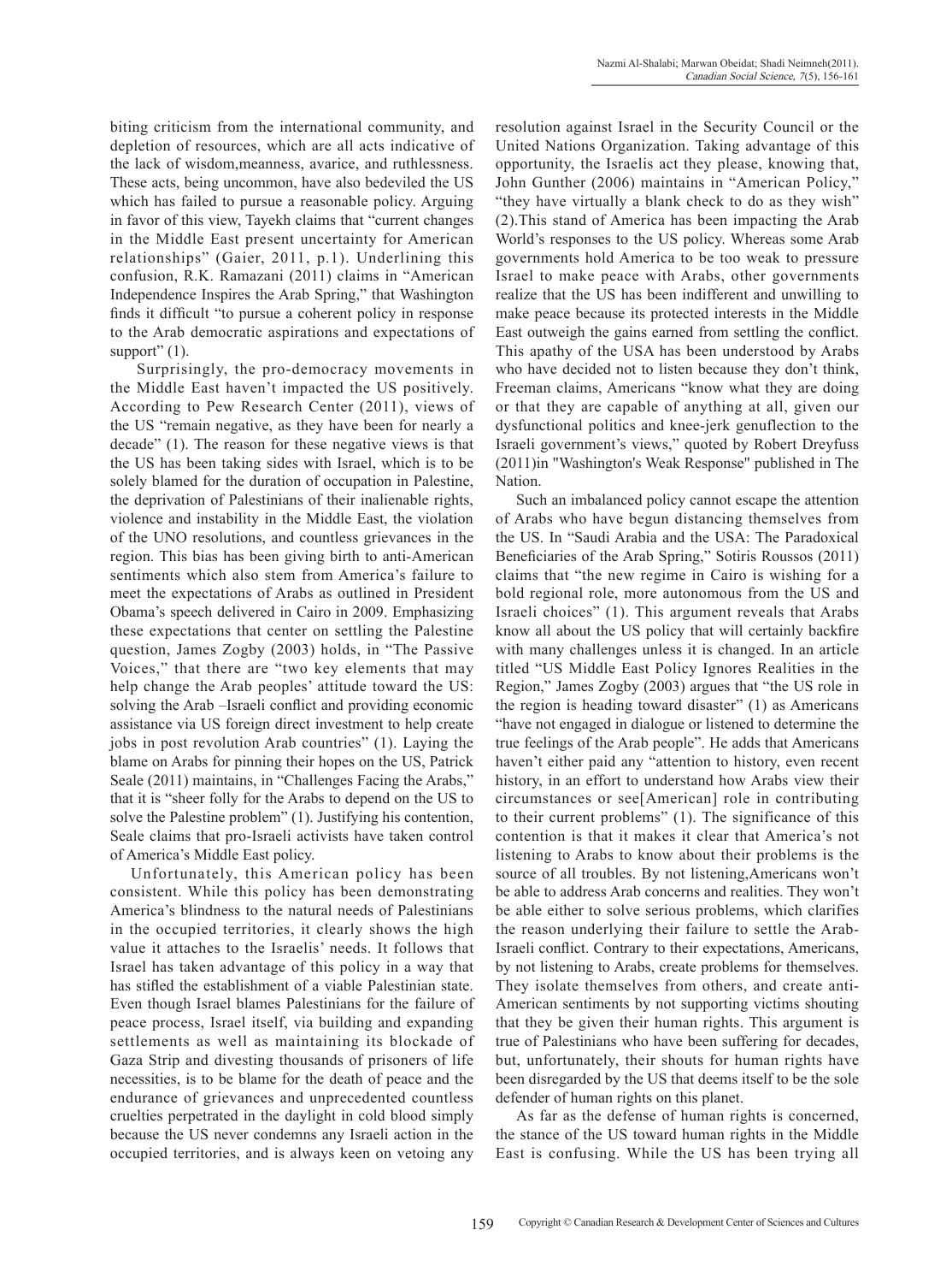biting criticism from the international community, and depletion of resources, which are all acts indicative of the lack of wisdom,meanness, avarice, and ruthlessness. These acts, being uncommon, have also bedeviled the US which has failed to pursue a reasonable policy. Arguing in favor of this view, Tayekh claims that "current changes in the Middle East present uncertainty for American relationships" (Gaier, 2011, p.1). Underlining this confusion, R.K. Ramazani (2011) claims in "American Independence Inspires the Arab Spring," that Washington finds it difficult "to pursue a coherent policy in response to the Arab democratic aspirations and expectations of support" (1).

Surprisingly, the pro-democracy movements in the Middle East haven't impacted the US positively. According to Pew Research Center (2011), views of the US "remain negative, as they have been for nearly a decade" (1). The reason for these negative views is that the US has been taking sides with Israel, which is to be solely blamed for the duration of occupation in Palestine, the deprivation of Palestinians of their inalienable rights, violence and instability in the Middle East, the violation of the UNO resolutions, and countless grievances in the region. This bias has been giving birth to anti-American sentiments which also stem from America's failure to meet the expectations of Arabs as outlined in President Obama's speech delivered in Cairo in 2009. Emphasizing these expectations that center on settling the Palestine question, James Zogby (2003) holds, in "The Passive Voices," that there are "two key elements that may help change the Arab peoples' attitude toward the US: solving the Arab –Israeli conflict and providing economic assistance via US foreign direct investment to help create jobs in post revolution Arab countries" (1). Laying the blame on Arabs for pinning their hopes on the US, Patrick Seale (2011) maintains, in "Challenges Facing the Arabs," that it is "sheer folly for the Arabs to depend on the US to solve the Palestine problem" (1). Justifying his contention, Seale claims that pro-Israeli activists have taken control of America's Middle East policy.

Unfortunately, this American policy has been consistent. While this policy has been demonstrating America's blindness to the natural needs of Palestinians in the occupied territories, it clearly shows the high value it attaches to the Israelis' needs. It follows that Israel has taken advantage of this policy in a way that has stifled the establishment of a viable Palestinian state. Even though Israel blames Palestinians for the failure of peace process, Israel itself, via building and expanding settlements as well as maintaining its blockade of Gaza Strip and divesting thousands of prisoners of life necessities, is to be blame for the death of peace and the endurance of grievances and unprecedented countless cruelties perpetrated in the daylight in cold blood simply because the US never condemns any Israeli action in the occupied territories, and is always keen on vetoing any resolution against Israel in the Security Council or the United Nations Organization. Taking advantage of this opportunity, the Israelis act they please, knowing that, John Gunther (2006) maintains in "American Policy," "they have virtually a blank check to do as they wish" (2).This stand of America has been impacting the Arab World's responses to the US policy. Whereas some Arab governments hold America to be too weak to pressure Israel to make peace with Arabs, other governments realize that the US has been indifferent and unwilling to make peace because its protected interests in the Middle East outweigh the gains earned from settling the conflict. This apathy of the USA has been understood by Arabs who have decided not to listen because they don't think, Freeman claims, Americans "know what they are doing or that they are capable of anything at all, given our dysfunctional politics and knee-jerk genuflection to the Israeli government's views," quoted by Robert Dreyfuss (2011)in "Washington's Weak Response" published in The Nation.

Such an imbalanced policy cannot escape the attention of Arabs who have begun distancing themselves from the US. In "Saudi Arabia and the USA: The Paradoxical Beneficiaries of the Arab Spring," Sotiris Roussos (2011) claims that "the new regime in Cairo is wishing for a bold regional role, more autonomous from the US and Israeli choices" (1). This argument reveals that Arabs know all about the US policy that will certainly backfire with many challenges unless it is changed. In an article titled "US Middle East Policy Ignores Realities in the Region," James Zogby (2003) argues that "the US role in the region is heading toward disaster" (1) as Americans "have not engaged in dialogue or listened to determine the true feelings of the Arab people". He adds that Americans haven't either paid any "attention to history, even recent history, in an effort to understand how Arabs view their circumstances or see[American] role in contributing to their current problems" (1). The significance of this contention is that it makes it clear that America's not listening to Arabs to know about their problems is the source of all troubles. By not listening,Americans won't be able to address Arab concerns and realities. They won't be able either to solve serious problems, which clarifies the reason underlying their failure to settle the Arab-Israeli conflict. Contrary to their expectations, Americans, by not listening to Arabs, create problems for themselves. They isolate themselves from others, and create anti-American sentiments by not supporting victims shouting that they be given their human rights. This argument is true of Palestinians who have been suffering for decades, but, unfortunately, their shouts for human rights have been disregarded by the US that deems itself to be the sole defender of human rights on this planet.

As far as the defense of human rights is concerned, the stance of the US toward human rights in the Middle East is confusing. While the US has been trying all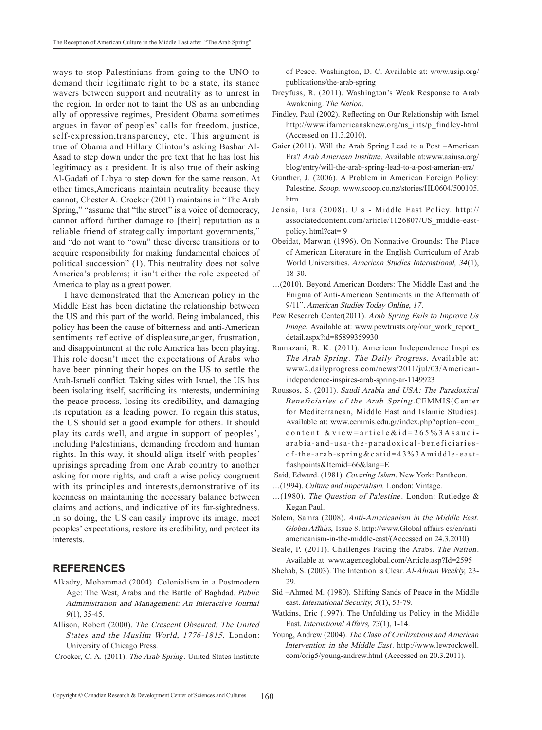ways to stop Palestinians from going to the UNO to demand their legitimate right to be a state, its stance wavers between support and neutrality as to unrest in the region. In order not to taint the US as an unbending ally of oppressive regimes, President Obama sometimes argues in favor of peoples' calls for freedom, justice, self-expression,transparency, etc. This argument is true of Obama and Hillary Clinton's asking Bashar Al-Asad to step down under the pre text that he has lost his legitimacy as a president. It is also true of their asking Al-Gadafi of Libya to step down for the same reason. At other times,Americans maintain neutrality because they cannot, Chester A. Crocker (2011) maintains in "The Arab Spring," "assume that "the street" is a voice of democracy, cannot afford further damage to [their] reputation as a reliable friend of strategically important governments," and "do not want to "own" these diverse transitions or to acquire responsibility for making fundamental choices of political succession" (1). This neutrality does not solve America's problems; it isn't either the role expected of America to play as a great power.

I have demonstrated that the American policy in the Middle East has been dictating the relationship between the US and this part of the world. Being imbalanced, this policy has been the cause of bitterness and anti-American sentiments reflective of displeasure,anger, frustration, and disappointment at the role America has been playing. This role doesn't meet the expectations of Arabs who have been pinning their hopes on the US to settle the Arab-Israeli conflict. Taking sides with Israel, the US has been isolating itself, sacrificing its interests, undermining the peace process, losing its credibility, and damaging its reputation as a leading power. To regain this status, the US should set a good example for others. It should play its cards well, and argue in support of peoples', including Palestinians, demanding freedom and human rights. In this way, it should align itself with peoples' uprisings spreading from one Arab country to another asking for more rights, and craft a wise policy congruent with its principles and interests,demonstrative of its keenness on maintaining the necessary balance between claims and actions, and indicative of its far-sightedness. In so doing, the US can easily improve its image, meet peoples' expectations, restore its credibility, and protect its interests.

## REFERENCES

Alkadry, Mohammad (2004). Colonialism in a Postmodern Age: The West, Arabs and the Battle of Baghdad. *Public Administration and Management: An Interactive Journal 9*(1), 35-45.

Allison, Robert (2000). *The Crescent Obscured: The United States and the Muslim World, 1776-1815*. London: University of Chicago Press.

Crocker, C. A. (2011). *The Arab Spring*. United States Institute of Peace. Washington, D. C. Available at: www.usip.org/publications/the-arab-spring

Dreyfuss, R. (2011). Washington's Weak Response to Arab Awakening. *The Nation*.

Findley, Paul (2002). Reflecting on Our Relationship with Israel http://www.ifamericansknew.org/us_ints/p_findley-html (Accessed on 11.3.2010).

Gaier (2011). Will the Arab Spring Lead to a Post –American Era? *Arab American Institute*. Available at:www.aaiusa.org/blog/entry/will-the-arab-spring-lead-to-a-post-amerian-era/

Gunther, J. (2006). A Problem in American Foreign Policy: Palestine. *Scoop*. www.scoop.co.nz/stories/HL0604/500105.htm

Jensia, Isra (2008). U s - Middle East Policy. http://associatedcontent.com/article/1126807/US_middle-east-policy. html?cat= 9

Obeidat, Marwan (1996). On Nonnative Grounds: The Place of American Literature in the English Curriculum of Arab World Universities. *American Studies International, 34*(1), 18-30.

…(2010). Beyond American Borders: The Middle East and the Enigma of Anti-American Sentiments in the Aftermath of 9/11". *American Studies Today Online, 17*.

Pew Research Center(2011). *Arab Spring Fails to Improve Us Image*. Available at: www.pewtrusts.org/our_work_report_detail.aspx?id=85899359930

Ramazani, R. K. (2011). American Independence Inspires *The Arab Spring*. *The Daily Progress*. Available at: www2.dailyprogress.com/news/2011/jul/03/American-independence-inspires-arab-spring-ar-1149923

Roussos, S. (2011). *Saudi Arabia and USA: The Paradoxical Beneficiaries of the Arab Spring*.CEMMIS(Center for Mediterranean, Middle East and Islamic Studies). Available at: www.cemmis.edu.gr/index.php?option=com_content &view=article&id=265%3Asaudi-arabia-and-usa-the-paradoxical-beneficiaries-of-the-arab-spring&catid=43%3Amiddle-east-flashpoints&Itemid=66&lang=E

Said, Edward. (1981). *Covering Islam*. New York: Pantheon.

…(1994). *Culture and imperialism.* London: Vintage.

…(1980). *The Question of Palestine*. London: Rutledge & Kegan Paul.

Salem, Samra (2008). *Anti-Americanism in the Middle East. Global Affairs,* Issue 8. http://www.Global affairs es/en/anti-americanism-in-the-middle-east/(Accessed on 24.3.2010).

Seale, P. (2011). Challenges Facing the Arabs. *The Nation*. Available at: www.agenceglobal.com/Article.asp?Id=2595

Shehab, S. (2003). The Intention is Clear. *Al-Ahram Weekly,* 23-29.

Sid –Ahmed M. (1980). Shifting Sands of Peace in the Middle east. *International Security, 5*(1), 53-79.

Watkins, Eric (1997). The Unfolding us Policy in the Middle East. *International Affairs, 73*(1), 1-14.

Young, Andrew (2004). *The Clash of Civilizations and American Intervention in the Middle East*. http://www.lewrockwell.com/orig5/young-andrew.html (Accessed on 20.3.2011).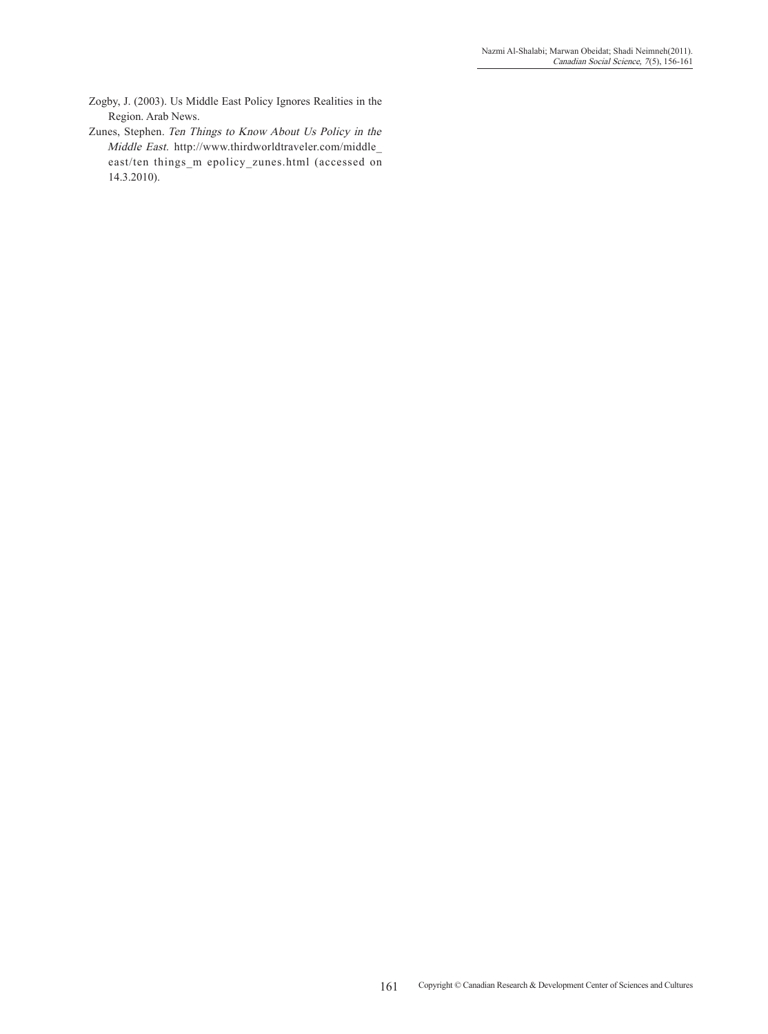Zogby, J. (2003). Us Middle East Policy Ignores Realities in the Region. Arab News.

Zunes, Stephen. *Ten Things to Know About Us Policy in the Middle East*. http://www.thirdworldtraveler.com/middle_east/ten things_m epolicy_zunes.html (accessed on 14.3.2010).